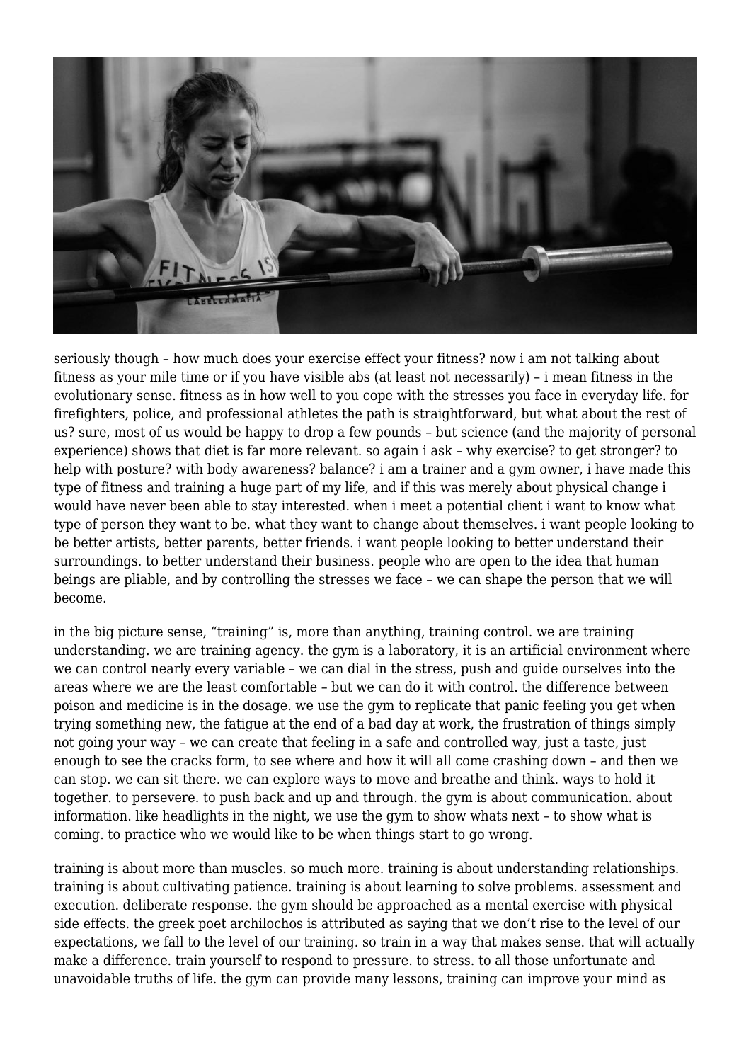seriously though – how much does your exercise effect your fitness? now i am not talking about fitness as your mile time or if you have visible abs (at least not necessarily) – i mean fitness in the evolutionary sense. fitness as in how well to you cope with the stresses you face in everyday life. for firefighters, police, and professional athletes the path is straightforward, but what about the rest of us? sure, most of us would be happy to drop a few pounds – but science (and the majority of personal experience) shows that diet is far more relevant. so again i ask – why exercise? to get stronger? to help with posture? with body awareness? balance? i am a trainer and a gym owner, i have made this type of fitness and training a huge part of my life, and if this was merely about physical change i would have never been able to stay interested. when i meet a potential client i want to know what type of person they want to be. what they want to change about themselves. i want people looking to be better artists, better parents, better friends. i want people looking to better understand their surroundings. to better understand their business. people who are open to the idea that human beings are pliable, and by controlling the stresses we face – we can shape the person that we will become.

in the big picture sense, "training" is, more than anything, training control. we are training understanding. we are training agency. the gym is a laboratory, it is an artificial environment where we can control nearly every variable – we can dial in the stress, push and guide ourselves into the areas where we are the least comfortable – but we can do it with control. the difference between poison and medicine is in the dosage. we use the gym to replicate that panic feeling you get when trying something new, the fatigue at the end of a bad day at work, the frustration of things simply not going your way – we can create that feeling in a safe and controlled way, just a taste, just enough to see the cracks form, to see where and how it will all come crashing down – and then we can stop. we can sit there. we can explore ways to move and breathe and think. ways to hold it together. to persevere. to push back and up and through. the gym is about communication. about information. like headlights in the night, we use the gym to show whats next – to show what is coming. to practice who we would like to be when things start to go wrong.

training is about more than muscles. so much more. training is about understanding relationships. training is about cultivating patience. training is about learning to solve problems. assessment and execution. deliberate response. the gym should be approached as a mental exercise with physical side effects. the greek poet archilochos is attributed as saying that we don't rise to the level of our expectations, we fall to the level of our training. so train in a way that makes sense. that will actually make a difference. train yourself to respond to pressure. to stress. to all those unfortunate and unavoidable truths of life. the gym can provide many lessons, training can improve your mind as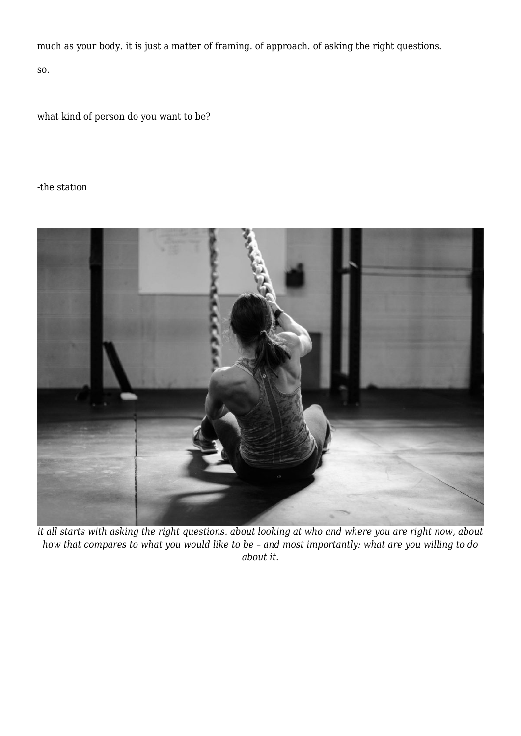much as your body. it is just a matter of framing. of approach. of asking the right questions.

so.

what kind of person do you want to be?

-the station

*it all starts with asking the right questions. about looking at who and where you are right now, about how that compares to what you would like to be – and most importantly: what are you willing to do about it.*